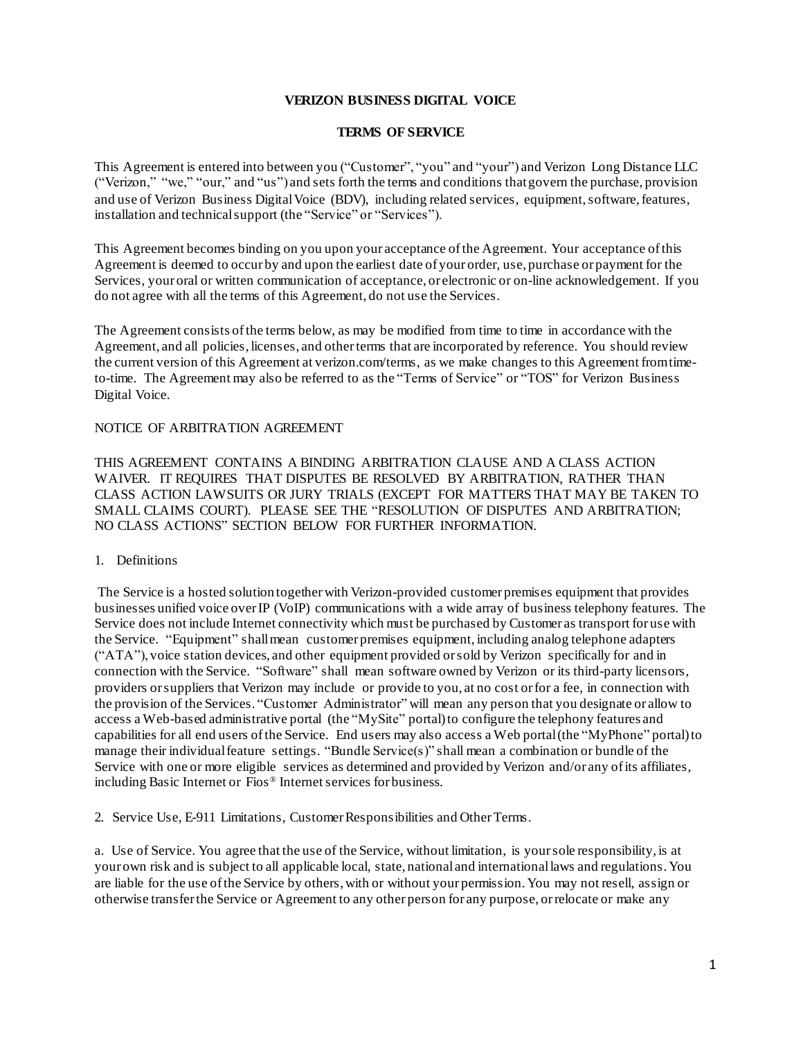# VERIZON BUSINESS DIGITAL VOICE

## TERMS OF SERVICE

This Agreement is entered into between you ("Customer", "you" and "your") and Verizon Long Distance LLC ("Verizon," "we," "our," and "us") and sets forth the terms and conditions that govern the purchase, provision and use of Verizon Business Digital Voice (BDV), including related services, equipment, software, features, installation and technical support (the "Service" or "Services").

This Agreement becomes binding on you upon your acceptance of the Agreement. Your acceptance of this Agreement is deemed to occur by and upon the earliest date of your order, use, purchase or payment for the Services, your oral or written communication of acceptance, or electronic or on-line acknowledgement. If you do not agree with all the terms of this Agreement, do not use the Services.

The Agreement consists of the terms below, as may be modified from time to time in accordance with the Agreement, and all policies, licenses, and other terms that are incorporated by reference. You should review the current version of this Agreement at verizon.com/terms, as we make changes to this Agreement from time-to-time. The Agreement may also be referred to as the "Terms of Service" or "TOS" for Verizon Business Digital Voice.

NOTICE OF ARBITRATION AGREEMENT

THIS AGREEMENT CONTAINS A BINDING ARBITRATION CLAUSE AND A CLASS ACTION WAIVER. IT REQUIRES THAT DISPUTES BE RESOLVED BY ARBITRATION, RATHER THAN CLASS ACTION LAWSUITS OR JURY TRIALS (EXCEPT FOR MATTERS THAT MAY BE TAKEN TO SMALL CLAIMS COURT). PLEASE SEE THE "RESOLUTION OF DISPUTES AND ARBITRATION; NO CLASS ACTIONS" SECTION BELOW FOR FURTHER INFORMATION.

1. Definitions

The Service is a hosted solution together with Verizon-provided customer premises equipment that provides businesses unified voice over IP (VoIP) communications with a wide array of business telephony features. The Service does not include Internet connectivity which must be purchased by Customer as transport for use with the Service. "Equipment" shall mean customer premises equipment, including analog telephone adapters ("ATA"), voice station devices, and other equipment provided or sold by Verizon specifically for and in connection with the Service. "Software" shall mean software owned by Verizon or its third-party licensors, providers or suppliers that Verizon may include or provide to you, at no cost or for a fee, in connection with the provision of the Services. "Customer Administrator" will mean any person that you designate or allow to access a Web-based administrative portal (the "MySite" portal) to configure the telephony features and capabilities for all end users of the Service. End users may also access a Web portal (the "MyPhone" portal) to manage their individual feature settings. "Bundle Service(s)" shall mean a combination or bundle of the Service with one or more eligible services as determined and provided by Verizon and/or any of its affiliates, including Basic Internet or Fios® Internet services for business.

2. Service Use, E-911 Limitations, Customer Responsibilities and Other Terms.

a. Use of Service. You agree that the use of the Service, without limitation, is your sole responsibility, is at your own risk and is subject to all applicable local, state, national and international laws and regulations. You are liable for the use of the Service by others, with or without your permission. You may not resell, assign or otherwise transfer the Service or Agreement to any other person for any purpose, or relocate or make any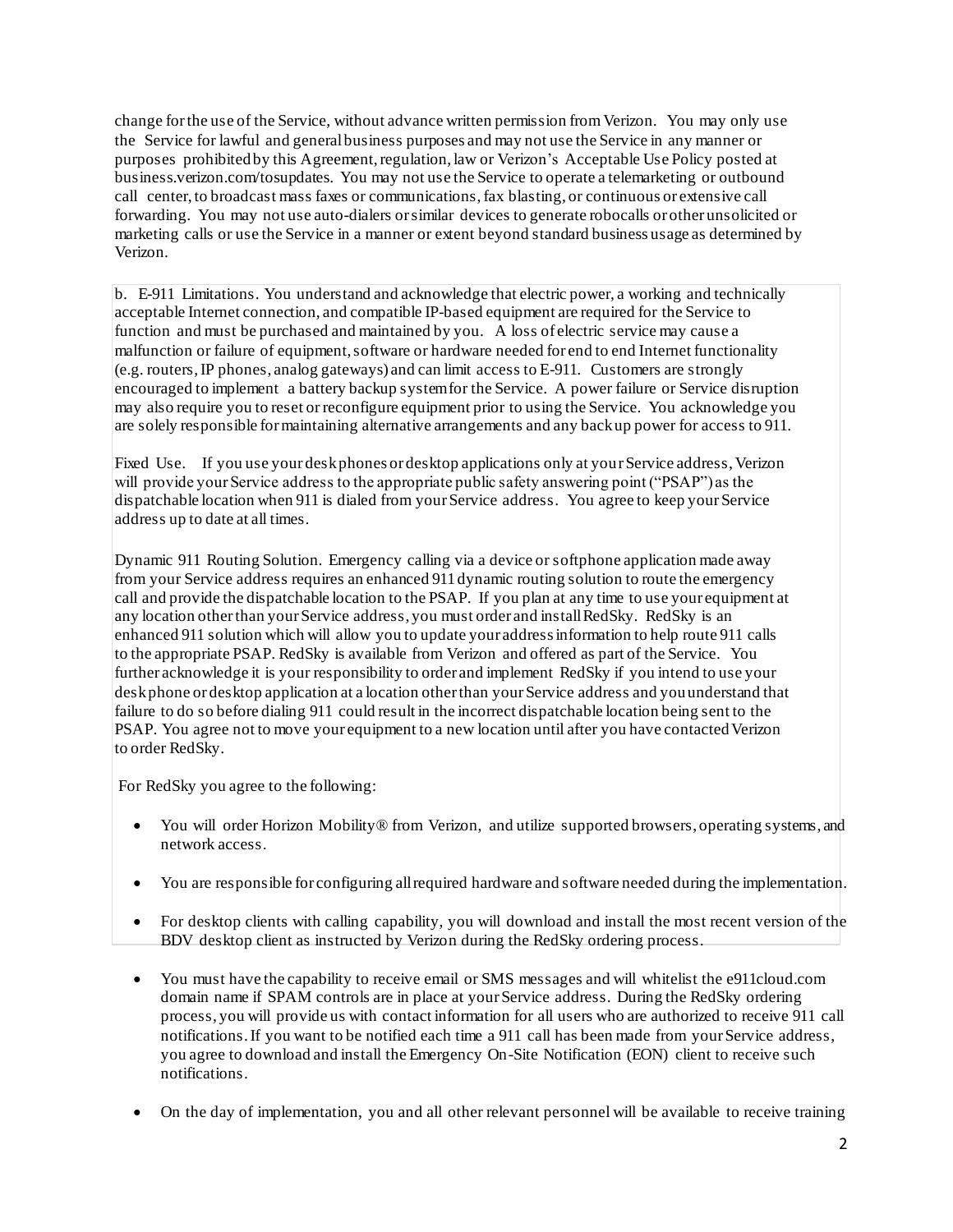change for the use of the Service, without advance written permission from Verizon. You may only use the Service for lawful and general business purposes and may not use the Service in any manner or purposes prohibited by this Agreement, regulation, law or Verizon's Acceptable Use Policy posted at business.verizon.com/tosupdates. You may not use the Service to operate a telemarketing or outbound call center, to broadcast mass faxes or communications, fax blasting, or continuous or extensive call forwarding. You may not use auto-dialers or similar devices to generate robocalls or other unsolicited or marketing calls or use the Service in a manner or extent beyond standard business usage as determined by Verizon.

b. E-911 Limitations. You understand and acknowledge that electric power, a working and technically acceptable Internet connection, and compatible IP-based equipment are required for the Service to function and must be purchased and maintained by you. A loss of electric service may cause a malfunction or failure of equipment, software or hardware needed for end to end Internet functionality (e.g. routers, IP phones, analog gateways) and can limit access to E-911. Customers are strongly encouraged to implement a battery backup system for the Service. A power failure or Service disruption may also require you to reset or reconfigure equipment prior to using the Service. You acknowledge you are solely responsible for maintaining alternative arrangements and any backup power for access to 911.

Fixed Use. If you use your desk phones or desktop applications only at your Service address, Verizon will provide your Service address to the appropriate public safety answering point ("PSAP") as the dispatchable location when 911 is dialed from your Service address. You agree to keep your Service address up to date at all times.

Dynamic 911 Routing Solution. Emergency calling via a device or softphone application made away from your Service address requires an enhanced 911 dynamic routing solution to route the emergency call and provide the dispatchable location to the PSAP. If you plan at any time to use your equipment at any location other than your Service address, you must order and install RedSky. RedSky is an enhanced 911 solution which will allow you to update your address information to help route 911 calls to the appropriate PSAP. RedSky is available from Verizon and offered as part of the Service. You further acknowledge it is your responsibility to order and implement RedSky if you intend to use your desk phone or desktop application at a location other than your Service address and you understand that failure to do so before dialing 911 could result in the incorrect dispatchable location being sent to the PSAP. You agree not to move your equipment to a new location until after you have contacted Verizon to order RedSky.

For RedSky you agree to the following:

- You will order Horizon Mobility® from Verizon, and utilize supported browsers, operating systems, and network access.
- You are responsible for configuring all required hardware and software needed during the implementation.
- For desktop clients with calling capability, you will download and install the most recent version of the BDV desktop client as instructed by Verizon during the RedSky ordering process.
- You must have the capability to receive email or SMS messages and will whitelist the e911cloud.com domain name if SPAM controls are in place at your Service address. During the RedSky ordering process, you will provide us with contact information for all users who are authorized to receive 911 call notifications. If you want to be notified each time a 911 call has been made from your Service address, you agree to download and install the Emergency On-Site Notification (EON) client to receive such notifications.
- On the day of implementation, you and all other relevant personnel will be available to receive training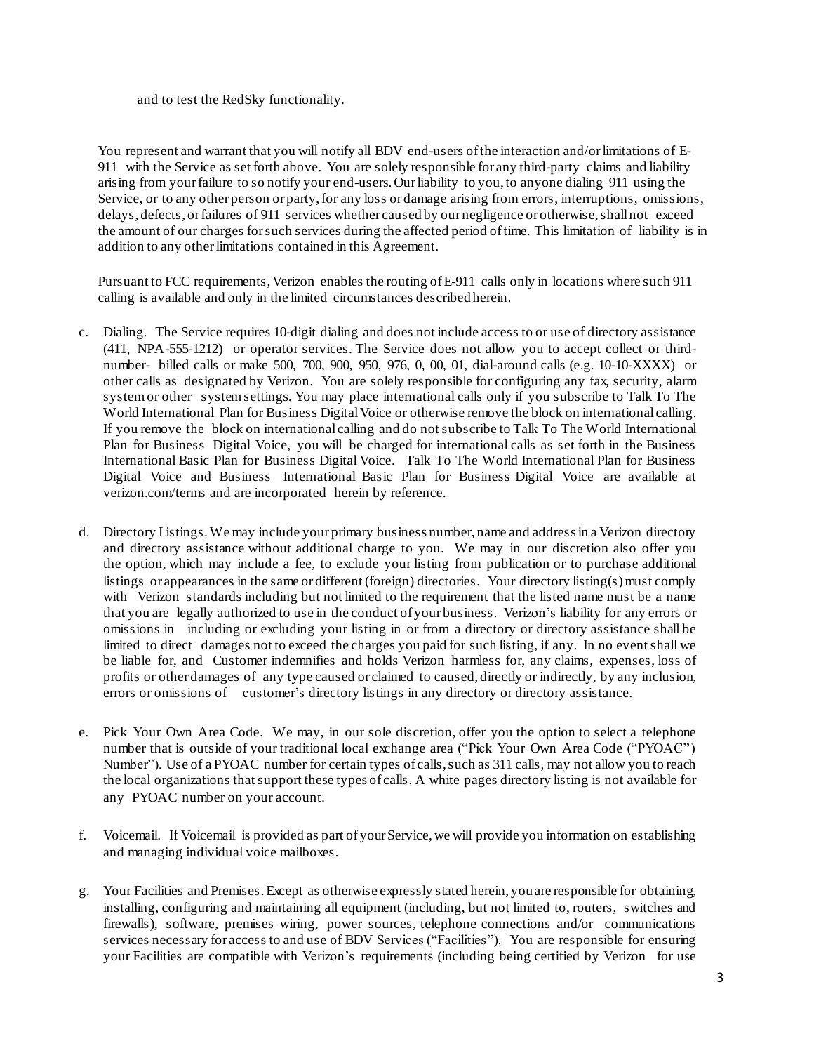and to test the RedSky functionality.

You represent and warrant that you will notify all BDV end-users of the interaction and/or limitations of E-911 with the Service as set forth above. You are solely responsible for any third-party claims and liability arising from your failure to so notify your end-users. Our liability to you, to anyone dialing 911 using the Service, or to any other person or party, for any loss or damage arising from errors, interruptions, omissions, delays, defects, or failures of 911 services whether caused by our negligence or otherwise, shall not exceed the amount of our charges for such services during the affected period of time. This limitation of liability is in addition to any other limitations contained in this Agreement.

Pursuant to FCC requirements, Verizon enables the routing of E-911 calls only in locations where such 911 calling is available and only in the limited circumstances described herein.

c. Dialing. The Service requires 10-digit dialing and does not include access to or use of directory assistance (411, NPA-555-1212) or operator services. The Service does not allow you to accept collect or third-number- billed calls or make 500, 700, 900, 950, 976, 0, 00, 01, dial-around calls (e.g. 10-10-XXXX) or other calls as designated by Verizon. You are solely responsible for configuring any fax, security, alarm system or other system settings. You may place international calls only if you subscribe to Talk To The World International Plan for Business Digital Voice or otherwise remove the block on international calling. If you remove the block on international calling and do not subscribe to Talk To The World International Plan for Business Digital Voice, you will be charged for international calls as set forth in the Business International Basic Plan for Business Digital Voice. Talk To The World International Plan for Business Digital Voice and Business International Basic Plan for Business Digital Voice are available at verizon.com/terms and are incorporated herein by reference.

d. Directory Listings. We may include your primary business number, name and address in a Verizon directory and directory assistance without additional charge to you. We may in our discretion also offer you the option, which may include a fee, to exclude your listing from publication or to purchase additional listings or appearances in the same or different (foreign) directories. Your directory listing(s) must comply with Verizon standards including but not limited to the requirement that the listed name must be a name that you are legally authorized to use in the conduct of your business. Verizon's liability for any errors or omissions in including or excluding your listing in or from a directory or directory assistance shall be limited to direct damages not to exceed the charges you paid for such listing, if any. In no event shall we be liable for, and Customer indemnifies and holds Verizon harmless for, any claims, expenses, loss of profits or other damages of any type caused or claimed to caused, directly or indirectly, by any inclusion, errors or omissions of customer's directory listings in any directory or directory assistance.

e. Pick Your Own Area Code. We may, in our sole discretion, offer you the option to select a telephone number that is outside of your traditional local exchange area ("Pick Your Own Area Code ("PYOAC") Number"). Use of a PYOAC number for certain types of calls, such as 311 calls, may not allow you to reach the local organizations that support these types of calls. A white pages directory listing is not available for any PYOAC number on your account.

f. Voicemail. If Voicemail is provided as part of your Service, we will provide you information on establishing and managing individual voice mailboxes.

g. Your Facilities and Premises. Except as otherwise expressly stated herein, you are responsible for obtaining, installing, configuring and maintaining all equipment (including, but not limited to, routers, switches and firewalls), software, premises wiring, power sources, telephone connections and/or communications services necessary for access to and use of BDV Services ("Facilities"). You are responsible for ensuring your Facilities are compatible with Verizon's requirements (including being certified by Verizon for use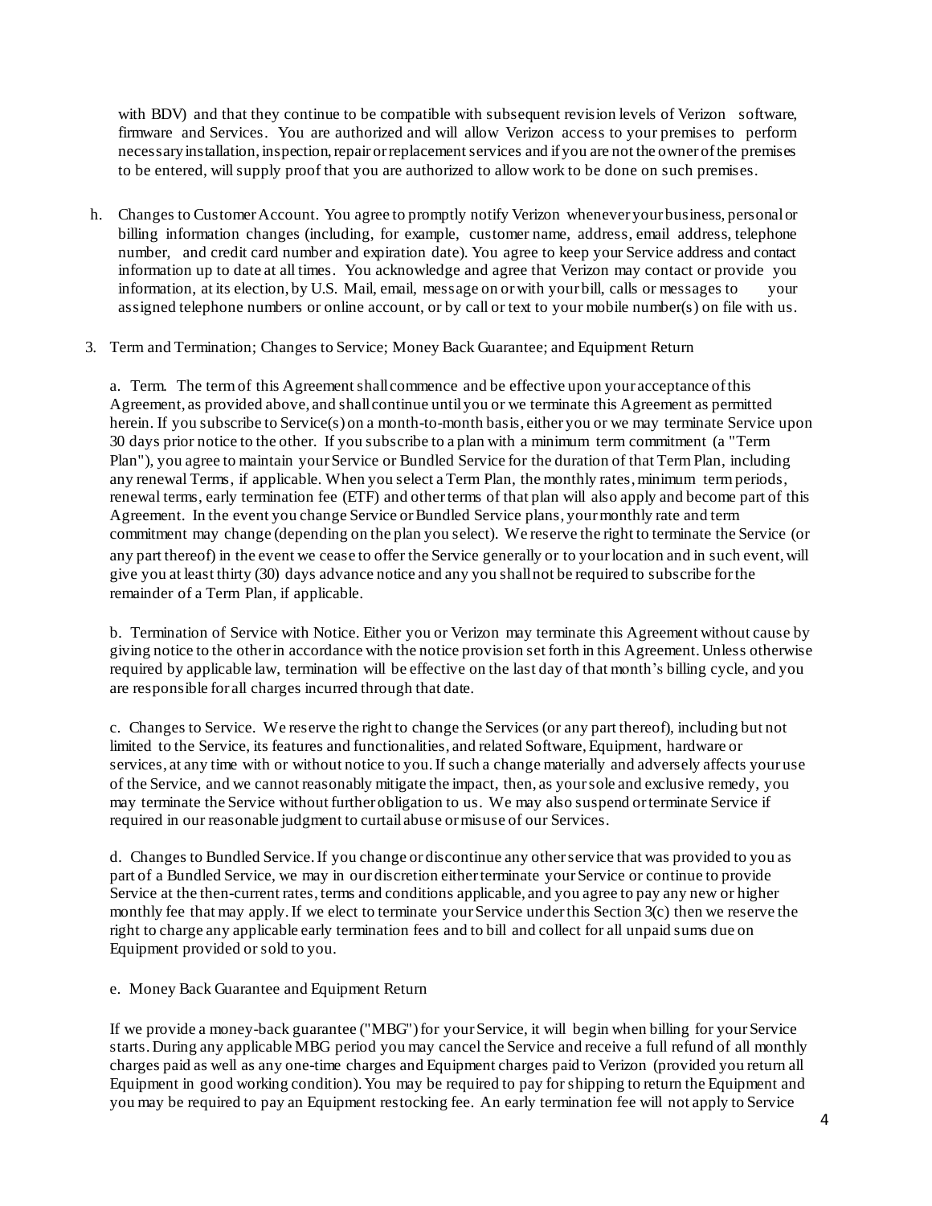with BDV) and that they continue to be compatible with subsequent revision levels of Verizon software, firmware and Services. You are authorized and will allow Verizon access to your premises to perform necessary installation, inspection, repair or replacement services and if you are not the owner of the premises to be entered, will supply proof that you are authorized to allow work to be done on such premises.

h. Changes to Customer Account. You agree to promptly notify Verizon whenever your business, personal or billing information changes (including, for example, customer name, address, email address, telephone number, and credit card number and expiration date). You agree to keep your Service address and contact information up to date at all times. You acknowledge and agree that Verizon may contact or provide you information, at its election, by U.S. Mail, email, message on or with your bill, calls or messages to your assigned telephone numbers or online account, or by call or text to your mobile number(s) on file with us.

3. Term and Termination; Changes to Service; Money Back Guarantee; and Equipment Return

a. Term. The term of this Agreement shall commence and be effective upon your acceptance of this Agreement, as provided above, and shall continue until you or we terminate this Agreement as permitted herein. If you subscribe to Service(s) on a month-to-month basis, either you or we may terminate Service upon 30 days prior notice to the other. If you subscribe to a plan with a minimum term commitment (a "Term Plan"), you agree to maintain your Service or Bundled Service for the duration of that Term Plan, including any renewal Terms, if applicable. When you select a Term Plan, the monthly rates, minimum term periods, renewal terms, early termination fee (ETF) and other terms of that plan will also apply and become part of this Agreement. In the event you change Service or Bundled Service plans, your monthly rate and term commitment may change (depending on the plan you select). We reserve the right to terminate the Service (or any part thereof) in the event we cease to offer the Service generally or to your location and in such event, will give you at least thirty (30) days advance notice and any you shall not be required to subscribe for the remainder of a Term Plan, if applicable.

b. Termination of Service with Notice. Either you or Verizon may terminate this Agreement without cause by giving notice to the other in accordance with the notice provision set forth in this Agreement. Unless otherwise required by applicable law, termination will be effective on the last day of that month's billing cycle, and you are responsible for all charges incurred through that date.

c. Changes to Service. We reserve the right to change the Services (or any part thereof), including but not limited to the Service, its features and functionalities, and related Software, Equipment, hardware or services, at any time with or without notice to you. If such a change materially and adversely affects your use of the Service, and we cannot reasonably mitigate the impact, then, as your sole and exclusive remedy, you may terminate the Service without further obligation to us. We may also suspend or terminate Service if required in our reasonable judgment to curtail abuse or misuse of our Services.

d. Changes to Bundled Service. If you change or discontinue any other service that was provided to you as part of a Bundled Service, we may in our discretion either terminate your Service or continue to provide Service at the then-current rates, terms and conditions applicable, and you agree to pay any new or higher monthly fee that may apply. If we elect to terminate your Service under this Section 3(c) then we reserve the right to charge any applicable early termination fees and to bill and collect for all unpaid sums due on Equipment provided or sold to you.

e. Money Back Guarantee and Equipment Return

If we provide a money-back guarantee ("MBG") for your Service, it will begin when billing for your Service starts. During any applicable MBG period you may cancel the Service and receive a full refund of all monthly charges paid as well as any one-time charges and Equipment charges paid to Verizon (provided you return all Equipment in good working condition). You may be required to pay for shipping to return the Equipment and you may be required to pay an Equipment restocking fee. An early termination fee will not apply to Service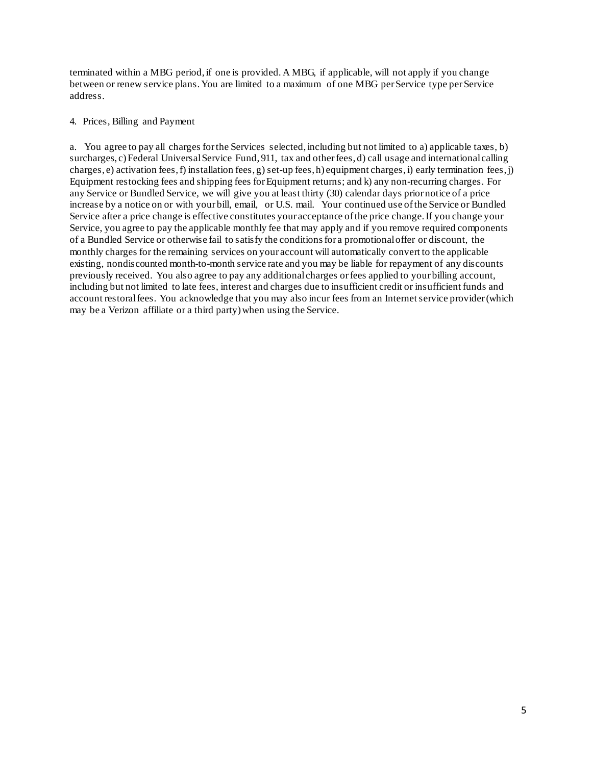terminated within a MBG period, if one is provided. A MBG, if applicable, will not apply if you change between or renew service plans. You are limited to a maximum of one MBG per Service type per Service address.

4. Prices, Billing and Payment

a. You agree to pay all charges for the Services selected, including but not limited to a) applicable taxes, b) surcharges, c) Federal Universal Service Fund, 911, tax and other fees, d) call usage and international calling charges, e) activation fees, f) installation fees, g) set-up fees, h) equipment charges, i) early termination fees, j) Equipment restocking fees and shipping fees for Equipment returns; and k) any non-recurring charges. For any Service or Bundled Service, we will give you at least thirty (30) calendar days prior notice of a price increase by a notice on or with your bill, email, or U.S. mail. Your continued use of the Service or Bundled Service after a price change is effective constitutes your acceptance of the price change. If you change your Service, you agree to pay the applicable monthly fee that may apply and if you remove required components of a Bundled Service or otherwise fail to satisfy the conditions for a promotional offer or discount, the monthly charges for the remaining services on your account will automatically convert to the applicable existing, nondiscounted month-to-month service rate and you may be liable for repayment of any discounts previously received. You also agree to pay any additional charges or fees applied to your billing account, including but not limited to late fees, interest and charges due to insufficient credit or insufficient funds and account restoral fees. You acknowledge that you may also incur fees from an Internet service provider (which may be a Verizon affiliate or a third party) when using the Service.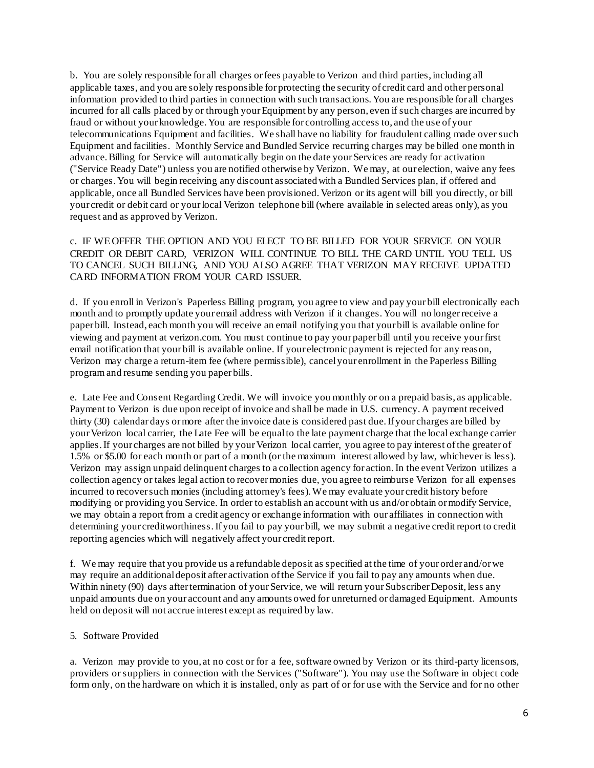b. You are solely responsible for all charges or fees payable to Verizon and third parties, including all applicable taxes, and you are solely responsible for protecting the security of credit card and other personal information provided to third parties in connection with such transactions. You are responsible for all charges incurred for all calls placed by or through your Equipment by any person, even if such charges are incurred by fraud or without your knowledge. You are responsible for controlling access to, and the use of your telecommunications Equipment and facilities. We shall have no liability for fraudulent calling made over such Equipment and facilities. Monthly Service and Bundled Service recurring charges may be billed one month in advance. Billing for Service will automatically begin on the date your Services are ready for activation ("Service Ready Date") unless you are notified otherwise by Verizon. We may, at our election, waive any fees or charges. You will begin receiving any discount associated with a Bundled Services plan, if offered and applicable, once all Bundled Services have been provisioned. Verizon or its agent will bill you directly, or bill your credit or debit card or your local Verizon telephone bill (where available in selected areas only), as you request and as approved by Verizon.

c. IF WE OFFER THE OPTION AND YOU ELECT TO BE BILLED FOR YOUR SERVICE ON YOUR CREDIT OR DEBIT CARD, VERIZON WILL CONTINUE TO BILL THE CARD UNTIL YOU TELL US TO CANCEL SUCH BILLING, AND YOU ALSO AGREE THAT VERIZON MAY RECEIVE UPDATED CARD INFORMATION FROM YOUR CARD ISSUER.

d. If you enroll in Verizon's Paperless Billing program, you agree to view and pay your bill electronically each month and to promptly update your email address with Verizon if it changes. You will no longer receive a paper bill. Instead, each month you will receive an email notifying you that your bill is available online for viewing and payment at verizon.com. You must continue to pay your paper bill until you receive your first email notification that your bill is available online. If your electronic payment is rejected for any reason, Verizon may charge a return-item fee (where permissible), cancel your enrollment in the Paperless Billing program and resume sending you paper bills.

e. Late Fee and Consent Regarding Credit. We will invoice you monthly or on a prepaid basis, as applicable. Payment to Verizon is due upon receipt of invoice and shall be made in U.S. currency. A payment received thirty (30) calendar days or more after the invoice date is considered past due. If your charges are billed by your Verizon local carrier, the Late Fee will be equal to the late payment charge that the local exchange carrier applies. If your charges are not billed by your Verizon local carrier, you agree to pay interest of the greater of 1.5% or $5.00 for each month or part of a month (or the maximum interest allowed by law, whichever is less). Verizon may assign unpaid delinquent charges to a collection agency for action. In the event Verizon utilizes a collection agency or takes legal action to recover monies due, you agree to reimburse Verizon for all expenses incurred to recover such monies (including attorney's fees). We may evaluate your credit history before modifying or providing you Service. In order to establish an account with us and/or obtain or modify Service, we may obtain a report from a credit agency or exchange information with our affiliates in connection with determining your creditworthiness. If you fail to pay your bill, we may submit a negative credit report to credit reporting agencies which will negatively affect your credit report.

f. We may require that you provide us a refundable deposit as specified at the time of your order and/or we may require an additional deposit after activation of the Service if you fail to pay any amounts when due. Within ninety (90) days after termination of your Service, we will return your Subscriber Deposit, less any unpaid amounts due on your account and any amounts owed for unreturned or damaged Equipment. Amounts held on deposit will not accrue interest except as required by law.

5. Software Provided

a. Verizon may provide to you, at no cost or for a fee, software owned by Verizon or its third-party licensors, providers or suppliers in connection with the Services ("Software"). You may use the Software in object code form only, on the hardware on which it is installed, only as part of or for use with the Service and for no other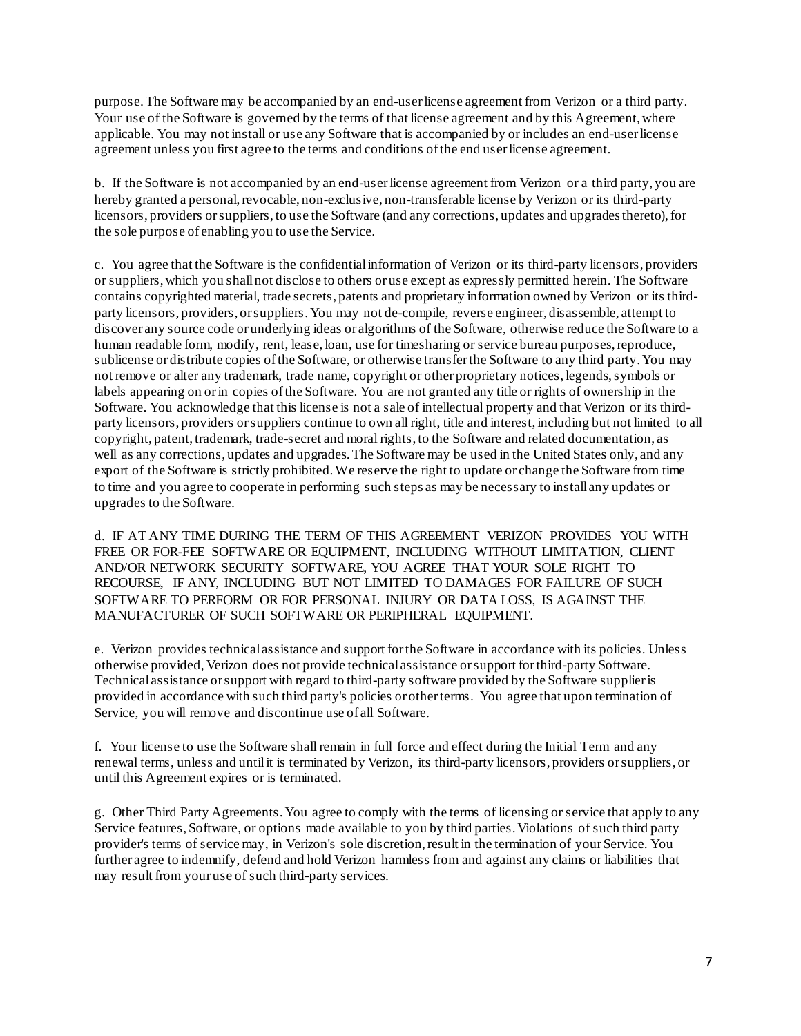purpose. The Software may be accompanied by an end-user license agreement from Verizon or a third party. Your use of the Software is governed by the terms of that license agreement and by this Agreement, where applicable. You may not install or use any Software that is accompanied by or includes an end-user license agreement unless you first agree to the terms and conditions of the end user license agreement.

b. If the Software is not accompanied by an end-user license agreement from Verizon or a third party, you are hereby granted a personal, revocable, non-exclusive, non-transferable license by Verizon or its third-party licensors, providers or suppliers, to use the Software (and any corrections, updates and upgrades thereto), for the sole purpose of enabling you to use the Service.

c. You agree that the Software is the confidential information of Verizon or its third-party licensors, providers or suppliers, which you shall not disclose to others or use except as expressly permitted herein. The Software contains copyrighted material, trade secrets, patents and proprietary information owned by Verizon or its third-party licensors, providers, or suppliers. You may not de-compile, reverse engineer, disassemble, attempt to discover any source code or underlying ideas or algorithms of the Software, otherwise reduce the Software to a human readable form, modify, rent, lease, loan, use for timesharing or service bureau purposes, reproduce, sublicense or distribute copies of the Software, or otherwise transfer the Software to any third party. You may not remove or alter any trademark, trade name, copyright or other proprietary notices, legends, symbols or labels appearing on or in copies of the Software. You are not granted any title or rights of ownership in the Software. You acknowledge that this license is not a sale of intellectual property and that Verizon or its third-party licensors, providers or suppliers continue to own all right, title and interest, including but not limited to all copyright, patent, trademark, trade-secret and moral rights, to the Software and related documentation, as well as any corrections, updates and upgrades. The Software may be used in the United States only, and any export of the Software is strictly prohibited. We reserve the right to update or change the Software from time to time and you agree to cooperate in performing such steps as may be necessary to install any updates or upgrades to the Software.

d. IF AT ANY TIME DURING THE TERM OF THIS AGREEMENT VERIZON PROVIDES YOU WITH FREE OR FOR-FEE SOFTWARE OR EQUIPMENT, INCLUDING WITHOUT LIMITATION, CLIENT AND/OR NETWORK SECURITY SOFTWARE, YOU AGREE THAT YOUR SOLE RIGHT TO RECOURSE, IF ANY, INCLUDING BUT NOT LIMITED TO DAMAGES FOR FAILURE OF SUCH SOFTWARE TO PERFORM OR FOR PERSONAL INJURY OR DATA LOSS, IS AGAINST THE MANUFACTURER OF SUCH SOFTWARE OR PERIPHERAL EQUIPMENT.

e. Verizon provides technical assistance and support for the Software in accordance with its policies. Unless otherwise provided, Verizon does not provide technical assistance or support for third-party Software. Technical assistance or support with regard to third-party software provided by the Software supplier is provided in accordance with such third party's policies or other terms. You agree that upon termination of Service, you will remove and discontinue use of all Software.

f. Your license to use the Software shall remain in full force and effect during the Initial Term and any renewal terms, unless and until it is terminated by Verizon, its third-party licensors, providers or suppliers, or until this Agreement expires or is terminated.

g. Other Third Party Agreements. You agree to comply with the terms of licensing or service that apply to any Service features, Software, or options made available to you by third parties. Violations of such third party provider's terms of service may, in Verizon's sole discretion, result in the termination of your Service. You further agree to indemnify, defend and hold Verizon harmless from and against any claims or liabilities that may result from your use of such third-party services.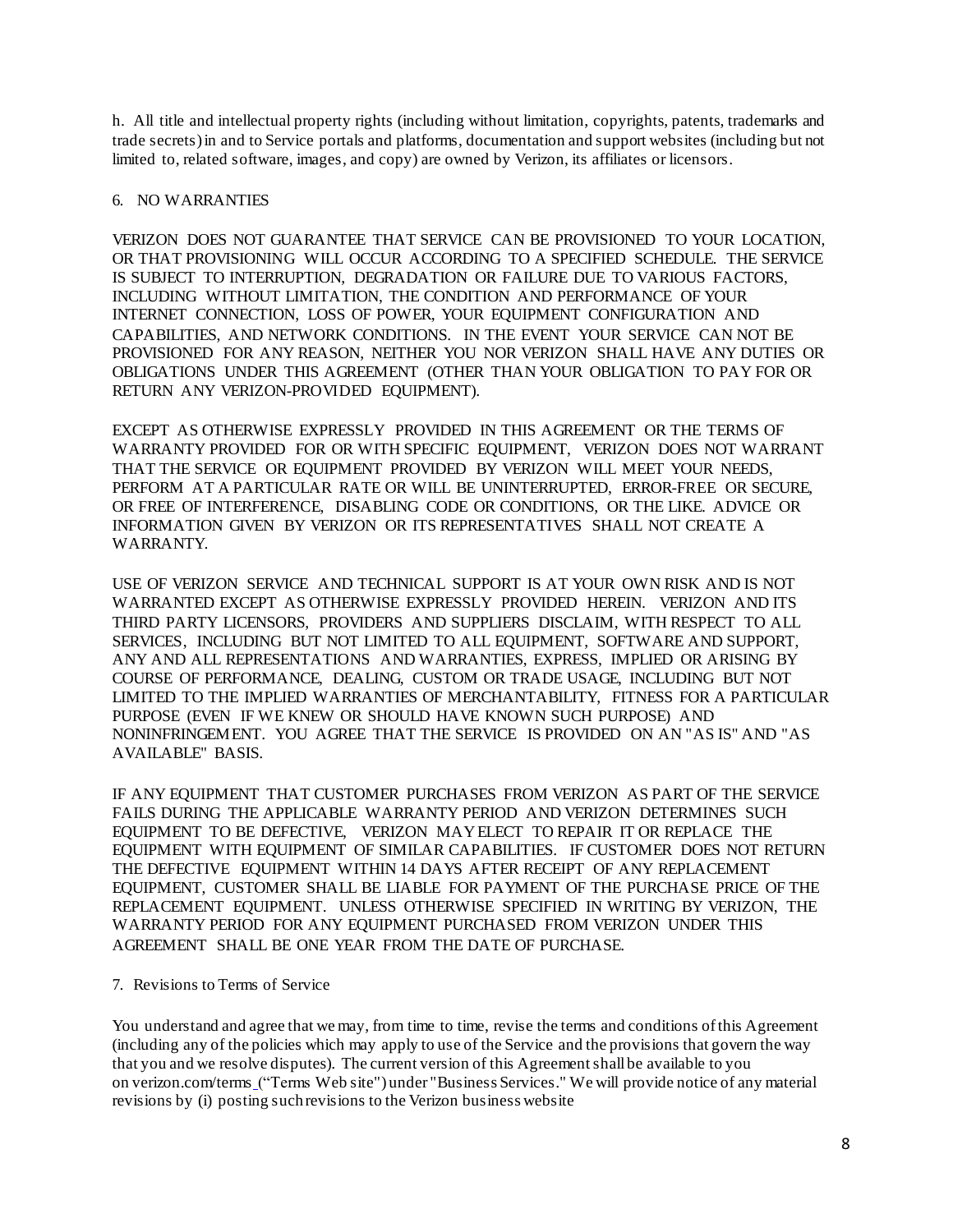h. All title and intellectual property rights (including without limitation, copyrights, patents, trademarks and trade secrets) in and to Service portals and platforms, documentation and support websites (including but not limited to, related software, images, and copy) are owned by Verizon, its affiliates or licensors.

## 6. NO WARRANTIES

VERIZON DOES NOT GUARANTEE THAT SERVICE CAN BE PROVISIONED TO YOUR LOCATION, OR THAT PROVISIONING WILL OCCUR ACCORDING TO A SPECIFIED SCHEDULE. THE SERVICE IS SUBJECT TO INTERRUPTION, DEGRADATION OR FAILURE DUE TO VARIOUS FACTORS, INCLUDING WITHOUT LIMITATION, THE CONDITION AND PERFORMANCE OF YOUR INTERNET CONNECTION, LOSS OF POWER, YOUR EQUIPMENT CONFIGURATION AND CAPABILITIES, AND NETWORK CONDITIONS. IN THE EVENT YOUR SERVICE CAN NOT BE PROVISIONED FOR ANY REASON, NEITHER YOU NOR VERIZON SHALL HAVE ANY DUTIES OR OBLIGATIONS UNDER THIS AGREEMENT (OTHER THAN YOUR OBLIGATION TO PAY FOR OR RETURN ANY VERIZON-PROVIDED EQUIPMENT).

EXCEPT AS OTHERWISE EXPRESSLY PROVIDED IN THIS AGREEMENT OR THE TERMS OF WARRANTY PROVIDED FOR OR WITH SPECIFIC EQUIPMENT, VERIZON DOES NOT WARRANT THAT THE SERVICE OR EQUIPMENT PROVIDED BY VERIZON WILL MEET YOUR NEEDS, PERFORM AT A PARTICULAR RATE OR WILL BE UNINTERRUPTED, ERROR-FREE OR SECURE, OR FREE OF INTERFERENCE, DISABLING CODE OR CONDITIONS, OR THE LIKE. ADVICE OR INFORMATION GIVEN BY VERIZON OR ITS REPRESENTATIVES SHALL NOT CREATE A WARRANTY.

USE OF VERIZON SERVICE AND TECHNICAL SUPPORT IS AT YOUR OWN RISK AND IS NOT WARRANTED EXCEPT AS OTHERWISE EXPRESSLY PROVIDED HEREIN. VERIZON AND ITS THIRD PARTY LICENSORS, PROVIDERS AND SUPPLIERS DISCLAIM, WITH RESPECT TO ALL SERVICES, INCLUDING BUT NOT LIMITED TO ALL EQUIPMENT, SOFTWARE AND SUPPORT, ANY AND ALL REPRESENTATIONS AND WARRANTIES, EXPRESS, IMPLIED OR ARISING BY COURSE OF PERFORMANCE, DEALING, CUSTOM OR TRADE USAGE, INCLUDING BUT NOT LIMITED TO THE IMPLIED WARRANTIES OF MERCHANTABILITY, FITNESS FOR A PARTICULAR PURPOSE (EVEN IF WE KNEW OR SHOULD HAVE KNOWN SUCH PURPOSE) AND NONINFRINGEMENT. YOU AGREE THAT THE SERVICE IS PROVIDED ON AN "AS IS" AND "AS AVAILABLE" BASIS.

IF ANY EQUIPMENT THAT CUSTOMER PURCHASES FROM VERIZON AS PART OF THE SERVICE FAILS DURING THE APPLICABLE WARRANTY PERIOD AND VERIZON DETERMINES SUCH EQUIPMENT TO BE DEFECTIVE, VERIZON MAY ELECT TO REPAIR IT OR REPLACE THE EQUIPMENT WITH EQUIPMENT OF SIMILAR CAPABILITIES. IF CUSTOMER DOES NOT RETURN THE DEFECTIVE EQUIPMENT WITHIN 14 DAYS AFTER RECEIPT OF ANY REPLACEMENT EQUIPMENT, CUSTOMER SHALL BE LIABLE FOR PAYMENT OF THE PURCHASE PRICE OF THE REPLACEMENT EQUIPMENT. UNLESS OTHERWISE SPECIFIED IN WRITING BY VERIZON, THE WARRANTY PERIOD FOR ANY EQUIPMENT PURCHASED FROM VERIZON UNDER THIS AGREEMENT SHALL BE ONE YEAR FROM THE DATE OF PURCHASE.

## 7. Revisions to Terms of Service

You understand and agree that we may, from time to time, revise the terms and conditions of this Agreement (including any of the policies which may apply to use of the Service and the provisions that govern the way that you and we resolve disputes). The current version of this Agreement shall be available to you on verizon.com/terms ("Terms Web site") under "Business Services." We will provide notice of any material revisions by (i) posting such revisions to the Verizon business website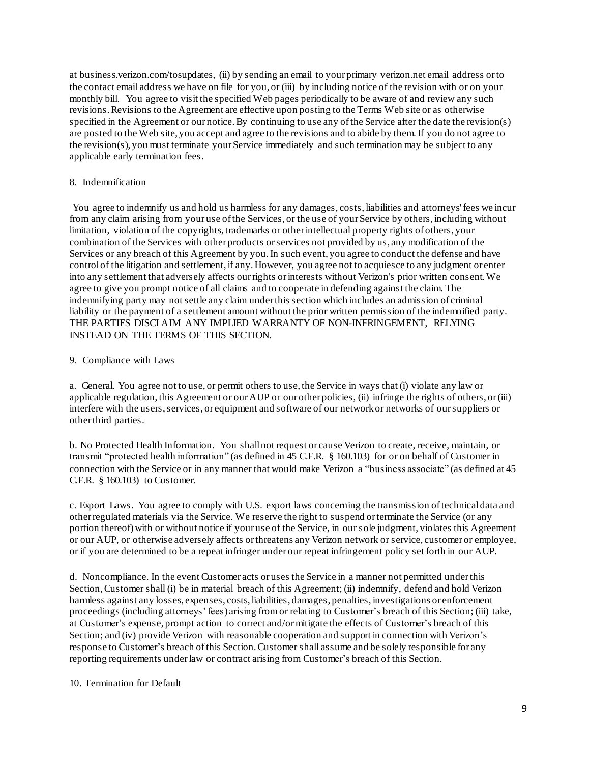at business.verizon.com/tosupdates, (ii) by sending an email to your primary verizon.net email address or to the contact email address we have on file for you, or (iii) by including notice of the revision with or on your monthly bill. You agree to visit the specified Web pages periodically to be aware of and review any such revisions. Revisions to the Agreement are effective upon posting to the Terms Web site or as otherwise specified in the Agreement or our notice. By continuing to use any of the Service after the date the revision(s) are posted to the Web site, you accept and agree to the revisions and to abide by them. If you do not agree to the revision(s), you must terminate your Service immediately and such termination may be subject to any applicable early termination fees.

8. Indemnification

You agree to indemnify us and hold us harmless for any damages, costs, liabilities and attorneys' fees we incur from any claim arising from your use of the Services, or the use of your Service by others, including without limitation, violation of the copyrights, trademarks or other intellectual property rights of others, your combination of the Services with other products or services not provided by us, any modification of the Services or any breach of this Agreement by you. In such event, you agree to conduct the defense and have control of the litigation and settlement, if any. However, you agree not to acquiesce to any judgment or enter into any settlement that adversely affects our rights or interests without Verizon's prior written consent. We agree to give you prompt notice of all claims and to cooperate in defending against the claim. The indemnifying party may not settle any claim under this section which includes an admission of criminal liability or the payment of a settlement amount without the prior written permission of the indemnified party. THE PARTIES DISCLAIM ANY IMPLIED WARRANTY OF NON-INFRINGEMENT, RELYING INSTEAD ON THE TERMS OF THIS SECTION.

9. Compliance with Laws

a. General. You agree not to use, or permit others to use, the Service in ways that (i) violate any law or applicable regulation, this Agreement or our AUP or our other policies, (ii) infringe the rights of others, or (iii) interfere with the users, services, or equipment and software of our network or networks of our suppliers or other third parties.

b. No Protected Health Information. You shall not request or cause Verizon to create, receive, maintain, or transmit "protected health information" (as defined in 45 C.F.R. § 160.103) for or on behalf of Customer in connection with the Service or in any manner that would make Verizon a "business associate" (as defined at 45 C.F.R. § 160.103) to Customer.

c. Export Laws. You agree to comply with U.S. export laws concerning the transmission of technical data and other regulated materials via the Service. We reserve the right to suspend or terminate the Service (or any portion thereof) with or without notice if your use of the Service, in our sole judgment, violates this Agreement or our AUP, or otherwise adversely affects or threatens any Verizon network or service, customer or employee, or if you are determined to be a repeat infringer under our repeat infringement policy set forth in our AUP.

d. Noncompliance. In the event Customer acts or uses the Service in a manner not permitted under this Section, Customer shall (i) be in material breach of this Agreement; (ii) indemnify, defend and hold Verizon harmless against any losses, expenses, costs, liabilities, damages, penalties, investigations or enforcement proceedings (including attorneys' fees) arising from or relating to Customer's breach of this Section; (iii) take, at Customer's expense, prompt action to correct and/or mitigate the effects of Customer's breach of this Section; and (iv) provide Verizon with reasonable cooperation and support in connection with Verizon's response to Customer's breach of this Section. Customer shall assume and be solely responsible for any reporting requirements under law or contract arising from Customer's breach of this Section.

10. Termination for Default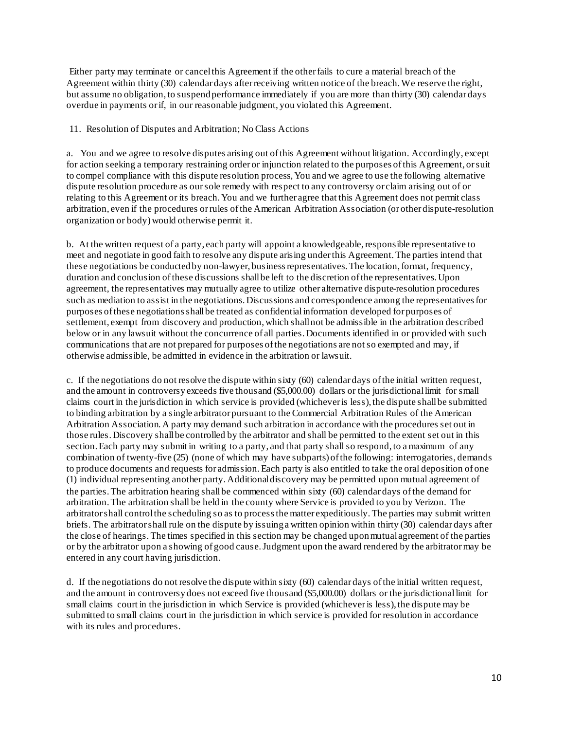Either party may terminate or cancel this Agreement if the other fails to cure a material breach of the Agreement within thirty (30) calendar days after receiving written notice of the breach. We reserve the right, but assume no obligation, to suspend performance immediately if you are more than thirty (30) calendar days overdue in payments or if, in our reasonable judgment, you violated this Agreement.

11. Resolution of Disputes and Arbitration; No Class Actions

a. You and we agree to resolve disputes arising out of this Agreement without litigation. Accordingly, except for action seeking a temporary restraining order or injunction related to the purposes of this Agreement, or suit to compel compliance with this dispute resolution process, You and we agree to use the following alternative dispute resolution procedure as our sole remedy with respect to any controversy or claim arising out of or relating to this Agreement or its breach. You and we further agree that this Agreement does not permit class arbitration, even if the procedures or rules of the American Arbitration Association (or other dispute-resolution organization or body) would otherwise permit it.

b. At the written request of a party, each party will appoint a knowledgeable, responsible representative to meet and negotiate in good faith to resolve any dispute arising under this Agreement. The parties intend that these negotiations be conducted by non-lawyer, business representatives. The location, format, frequency, duration and conclusion of these discussions shall be left to the discretion of the representatives. Upon agreement, the representatives may mutually agree to utilize other alternative dispute-resolution procedures such as mediation to assist in the negotiations. Discussions and correspondence among the representatives for purposes of these negotiations shall be treated as confidential information developed for purposes of settlement, exempt from discovery and production, which shall not be admissible in the arbitration described below or in any lawsuit without the concurrence of all parties. Documents identified in or provided with such communications that are not prepared for purposes of the negotiations are not so exempted and may, if otherwise admissible, be admitted in evidence in the arbitration or lawsuit.

c. If the negotiations do not resolve the dispute within sixty (60) calendar days of the initial written request, and the amount in controversy exceeds five thousand ($5,000.00) dollars or the jurisdictional limit for small claims court in the jurisdiction in which service is provided (whichever is less), the dispute shall be submitted to binding arbitration by a single arbitrator pursuant to the Commercial Arbitration Rules of the American Arbitration Association. A party may demand such arbitration in accordance with the procedures set out in those rules. Discovery shall be controlled by the arbitrator and shall be permitted to the extent set out in this section. Each party may submit in writing to a party, and that party shall so respond, to a maximum of any combination of twenty-five (25) (none of which may have subparts) of the following: interrogatories, demands to produce documents and requests for admission. Each party is also entitled to take the oral deposition of one (1) individual representing another party. Additional discovery may be permitted upon mutual agreement of the parties. The arbitration hearing shall be commenced within sixty (60) calendar days of the demand for arbitration. The arbitration shall be held in the county where Service is provided to you by Verizon. The arbitrator shall control the scheduling so as to process the matter expeditiously. The parties may submit written briefs. The arbitrator shall rule on the dispute by issuing a written opinion within thirty (30) calendar days after the close of hearings. The times specified in this section may be changed upon mutual agreement of the parties or by the arbitrator upon a showing of good cause. Judgment upon the award rendered by the arbitrator may be entered in any court having jurisdiction.

d. If the negotiations do not resolve the dispute within sixty (60) calendar days of the initial written request, and the amount in controversy does not exceed five thousand ($5,000.00) dollars or the jurisdictional limit for small claims court in the jurisdiction in which Service is provided (whichever is less), the dispute may be submitted to small claims court in the jurisdiction in which service is provided for resolution in accordance with its rules and procedures.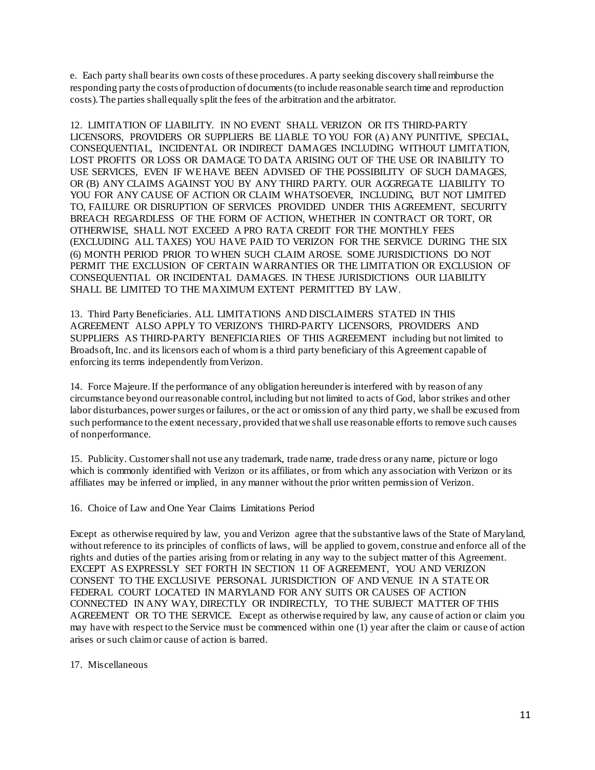e. Each party shall bear its own costs of these procedures. A party seeking discovery shall reimburse the responding party the costs of production of documents (to include reasonable search time and reproduction costs). The parties shall equally split the fees of the arbitration and the arbitrator.

12. LIMITATION OF LIABILITY. IN NO EVENT SHALL VERIZON OR ITS THIRD-PARTY LICENSORS, PROVIDERS OR SUPPLIERS BE LIABLE TO YOU FOR (A) ANY PUNITIVE, SPECIAL, CONSEQUENTIAL, INCIDENTAL OR INDIRECT DAMAGES INCLUDING WITHOUT LIMITATION, LOST PROFITS OR LOSS OR DAMAGE TO DATA ARISING OUT OF THE USE OR INABILITY TO USE SERVICES, EVEN IF WE HAVE BEEN ADVISED OF THE POSSIBILITY OF SUCH DAMAGES, OR (B) ANY CLAIMS AGAINST YOU BY ANY THIRD PARTY. OUR AGGREGATE LIABILITY TO YOU FOR ANY CAUSE OF ACTION OR CLAIM WHATSOEVER, INCLUDING, BUT NOT LIMITED TO, FAILURE OR DISRUPTION OF SERVICES PROVIDED UNDER THIS AGREEMENT, SECURITY BREACH REGARDLESS OF THE FORM OF ACTION, WHETHER IN CONTRACT OR TORT, OR OTHERWISE, SHALL NOT EXCEED A PRO RATA CREDIT FOR THE MONTHLY FEES (EXCLUDING ALL TAXES) YOU HAVE PAID TO VERIZON FOR THE SERVICE DURING THE SIX (6) MONTH PERIOD PRIOR TO WHEN SUCH CLAIM AROSE. SOME JURISDICTIONS DO NOT PERMIT THE EXCLUSION OF CERTAIN WARRANTIES OR THE LIMITATION OR EXCLUSION OF CONSEQUENTIAL OR INCIDENTAL DAMAGES. IN THESE JURISDICTIONS OUR LIABILITY SHALL BE LIMITED TO THE MAXIMUM EXTENT PERMITTED BY LAW.

13. Third Party Beneficiaries. ALL LIMITATIONS AND DISCLAIMERS STATED IN THIS AGREEMENT ALSO APPLY TO VERIZON'S THIRD-PARTY LICENSORS, PROVIDERS AND SUPPLIERS AS THIRD-PARTY BENEFICIARIES OF THIS AGREEMENT including but not limited to Broadsoft, Inc. and its licensors each of whom is a third party beneficiary of this Agreement capable of enforcing its terms independently from Verizon.

14. Force Majeure. If the performance of any obligation hereunder is interfered with by reason of any circumstance beyond our reasonable control, including but not limited to acts of God, labor strikes and other labor disturbances, power surges or failures, or the act or omission of any third party, we shall be excused from such performance to the extent necessary, provided that we shall use reasonable efforts to remove such causes of nonperformance.

15. Publicity. Customer shall not use any trademark, trade name, trade dress or any name, picture or logo which is commonly identified with Verizon or its affiliates, or from which any association with Verizon or its affiliates may be inferred or implied, in any manner without the prior written permission of Verizon.

16. Choice of Law and One Year Claims Limitations Period

Except as otherwise required by law, you and Verizon agree that the substantive laws of the State of Maryland, without reference to its principles of conflicts of laws, will be applied to govern, construe and enforce all of the rights and duties of the parties arising from or relating in any way to the subject matter of this Agreement. EXCEPT AS EXPRESSLY SET FORTH IN SECTION 11 OF AGREEMENT, YOU AND VERIZON CONSENT TO THE EXCLUSIVE PERSONAL JURISDICTION OF AND VENUE IN A STATE OR FEDERAL COURT LOCATED IN MARYLAND FOR ANY SUITS OR CAUSES OF ACTION CONNECTED IN ANY WAY, DIRECTLY OR INDIRECTLY, TO THE SUBJECT MATTER OF THIS AGREEMENT OR TO THE SERVICE. Except as otherwise required by law, any cause of action or claim you may have with respect to the Service must be commenced within one (1) year after the claim or cause of action arises or such claim or cause of action is barred.

17. Miscellaneous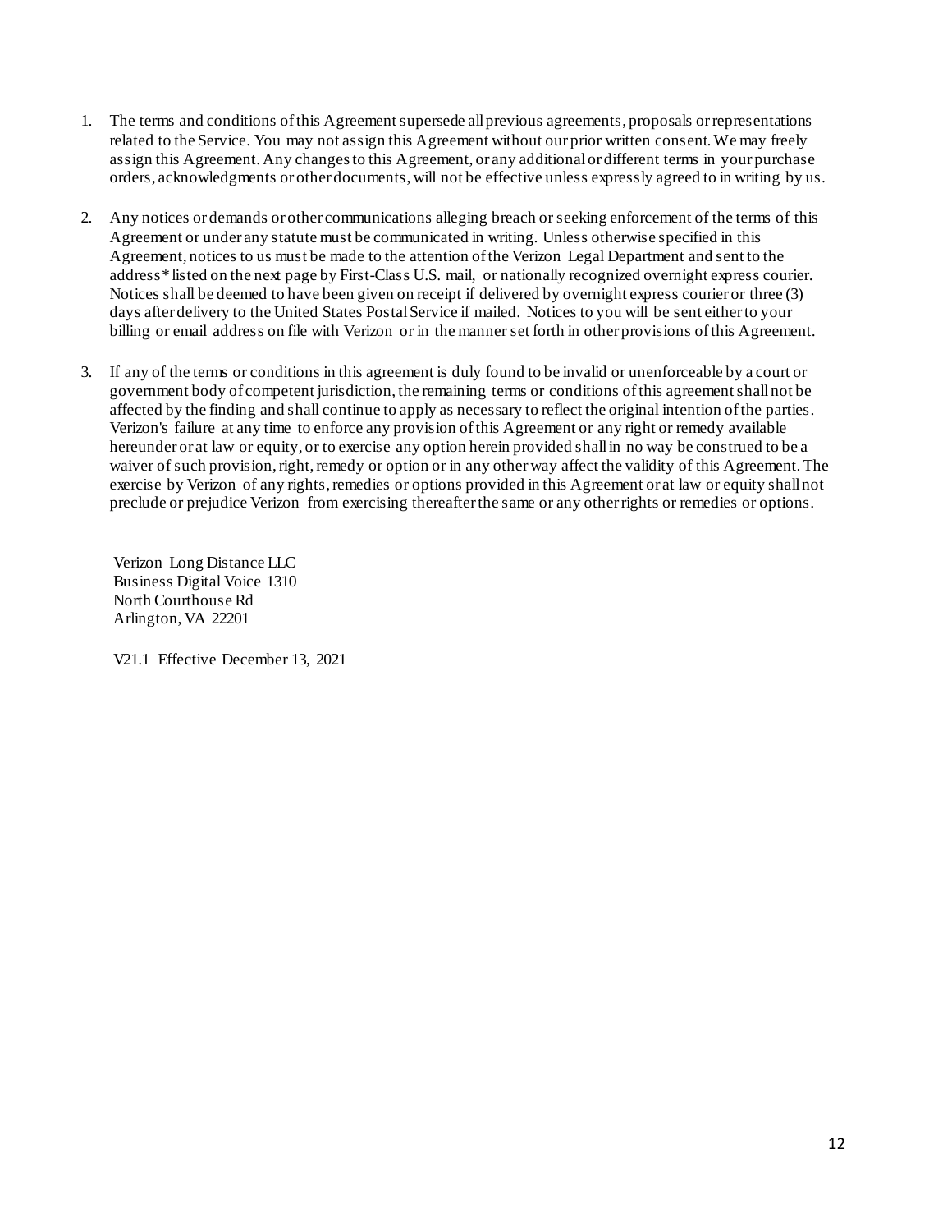1. The terms and conditions of this Agreement supersede all previous agreements, proposals or representations related to the Service. You may not assign this Agreement without our prior written consent. We may freely assign this Agreement. Any changes to this Agreement, or any additional or different terms in your purchase orders, acknowledgments or other documents, will not be effective unless expressly agreed to in writing by us.

2. Any notices or demands or other communications alleging breach or seeking enforcement of the terms of this Agreement or under any statute must be communicated in writing. Unless otherwise specified in this Agreement, notices to us must be made to the attention of the Verizon Legal Department and sent to the address* listed on the next page by First-Class U.S. mail, or nationally recognized overnight express courier. Notices shall be deemed to have been given on receipt if delivered by overnight express courier or three (3) days after delivery to the United States Postal Service if mailed. Notices to you will be sent either to your billing or email address on file with Verizon or in the manner set forth in other provisions of this Agreement.

3. If any of the terms or conditions in this agreement is duly found to be invalid or unenforceable by a court or government body of competent jurisdiction, the remaining terms or conditions of this agreement shall not be affected by the finding and shall continue to apply as necessary to reflect the original intention of the parties. Verizon's failure at any time to enforce any provision of this Agreement or any right or remedy available hereunder or at law or equity, or to exercise any option herein provided shall in no way be construed to be a waiver of such provision, right, remedy or option or in any other way affect the validity of this Agreement. The exercise by Verizon of any rights, remedies or options provided in this Agreement or at law or equity shall not preclude or prejudice Verizon from exercising thereafter the same or any other rights or remedies or options.

Verizon Long Distance LLC
Business Digital Voice 1310
North Courthouse Rd
Arlington, VA 22201

V21.1 Effective December 13, 2021